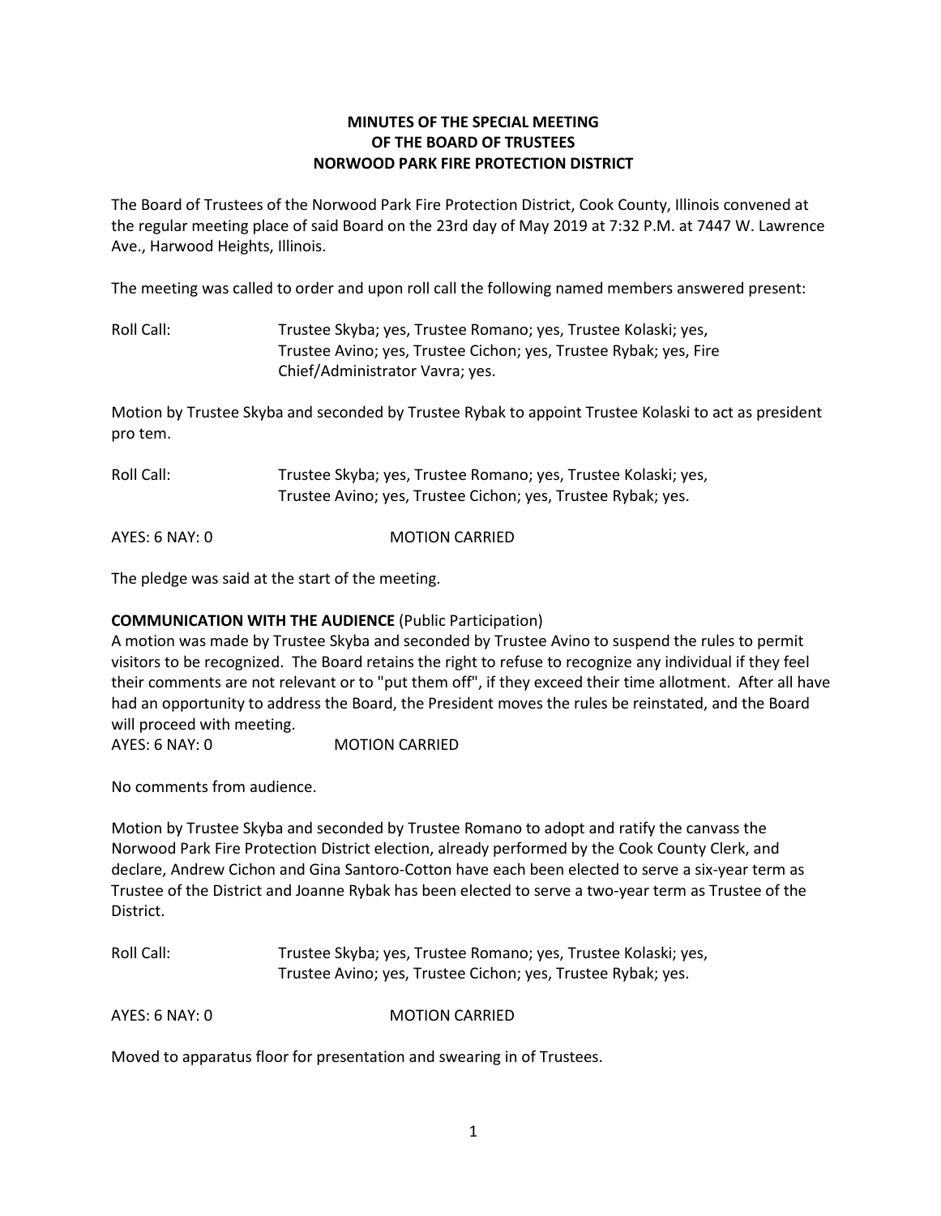**MINUTES OF THE SPECIAL MEETING**
**OF THE BOARD OF TRUSTEES**
**NORWOOD PARK FIRE PROTECTION DISTRICT**

The Board of Trustees of the Norwood Park Fire Protection District, Cook County, Illinois convened at the regular meeting place of said Board on the 23rd day of May 2019 at 7:32 P.M. at 7447 W. Lawrence Ave., Harwood Heights, Illinois.

The meeting was called to order and upon roll call the following named members answered present:

Roll Call: Trustee Skyba; yes, Trustee Romano; yes, Trustee Kolaski; yes, Trustee Avino; yes, Trustee Cichon; yes, Trustee Rybak; yes, Fire Chief/Administrator Vavra; yes.

Motion by Trustee Skyba and seconded by Trustee Rybak to appoint Trustee Kolaski to act as president pro tem.

Roll Call: Trustee Skyba; yes, Trustee Romano; yes, Trustee Kolaski; yes, Trustee Avino; yes, Trustee Cichon; yes, Trustee Rybak; yes.

AYES: 6 NAY: 0 MOTION CARRIED

The pledge was said at the start of the meeting.

**COMMUNICATION WITH THE AUDIENCE** (Public Participation)
A motion was made by Trustee Skyba and seconded by Trustee Avino to suspend the rules to permit visitors to be recognized. The Board retains the right to refuse to recognize any individual if they feel their comments are not relevant or to "put them off", if they exceed their time allotment. After all have had an opportunity to address the Board, the President moves the rules be reinstated, and the Board will proceed with meeting.
AYES: 6 NAY: 0 MOTION CARRIED

No comments from audience.

Motion by Trustee Skyba and seconded by Trustee Romano to adopt and ratify the canvass the Norwood Park Fire Protection District election, already performed by the Cook County Clerk, and declare, Andrew Cichon and Gina Santoro-Cotton have each been elected to serve a six-year term as Trustee of the District and Joanne Rybak has been elected to serve a two-year term as Trustee of the District.

Roll Call: Trustee Skyba; yes, Trustee Romano; yes, Trustee Kolaski; yes, Trustee Avino; yes, Trustee Cichon; yes, Trustee Rybak; yes.

AYES: 6 NAY: 0 MOTION CARRIED

Moved to apparatus floor for presentation and swearing in of Trustees.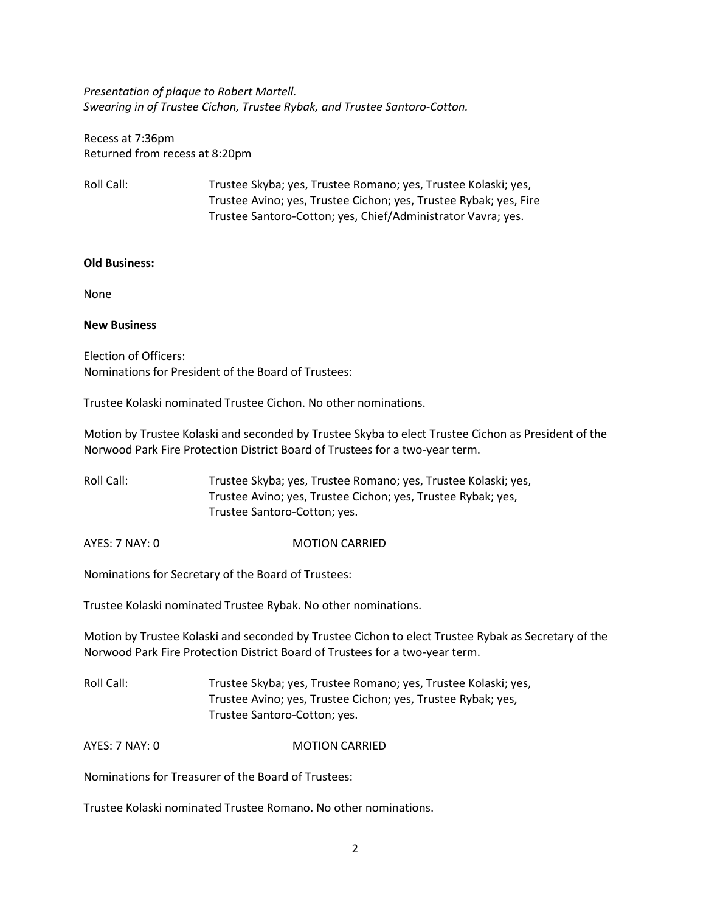*Presentation of plaque to Robert Martell.*
*Swearing in of Trustee Cichon, Trustee Rybak, and Trustee Santoro-Cotton.*

Recess at 7:36pm
Returned from recess at 8:20pm

Roll Call: Trustee Skyba; yes, Trustee Romano; yes, Trustee Kolaski; yes, Trustee Avino; yes, Trustee Cichon; yes, Trustee Rybak; yes, Fire Trustee Santoro-Cotton; yes, Chief/Administrator Vavra; yes.

**Old Business:**

None

**New Business**

Election of Officers:
Nominations for President of the Board of Trustees:

Trustee Kolaski nominated Trustee Cichon. No other nominations.

Motion by Trustee Kolaski and seconded by Trustee Skyba to elect Trustee Cichon as President of the Norwood Park Fire Protection District Board of Trustees for a two-year term.

Roll Call: Trustee Skyba; yes, Trustee Romano; yes, Trustee Kolaski; yes, Trustee Avino; yes, Trustee Cichon; yes, Trustee Rybak; yes, Trustee Santoro-Cotton; yes.

AYES: 7 NAY: 0 MOTION CARRIED

Nominations for Secretary of the Board of Trustees:

Trustee Kolaski nominated Trustee Rybak. No other nominations.

Motion by Trustee Kolaski and seconded by Trustee Cichon to elect Trustee Rybak as Secretary of the Norwood Park Fire Protection District Board of Trustees for a two-year term.

Roll Call: Trustee Skyba; yes, Trustee Romano; yes, Trustee Kolaski; yes, Trustee Avino; yes, Trustee Cichon; yes, Trustee Rybak; yes, Trustee Santoro-Cotton; yes.

AYES: 7 NAY: 0 MOTION CARRIED

Nominations for Treasurer of the Board of Trustees:

Trustee Kolaski nominated Trustee Romano. No other nominations.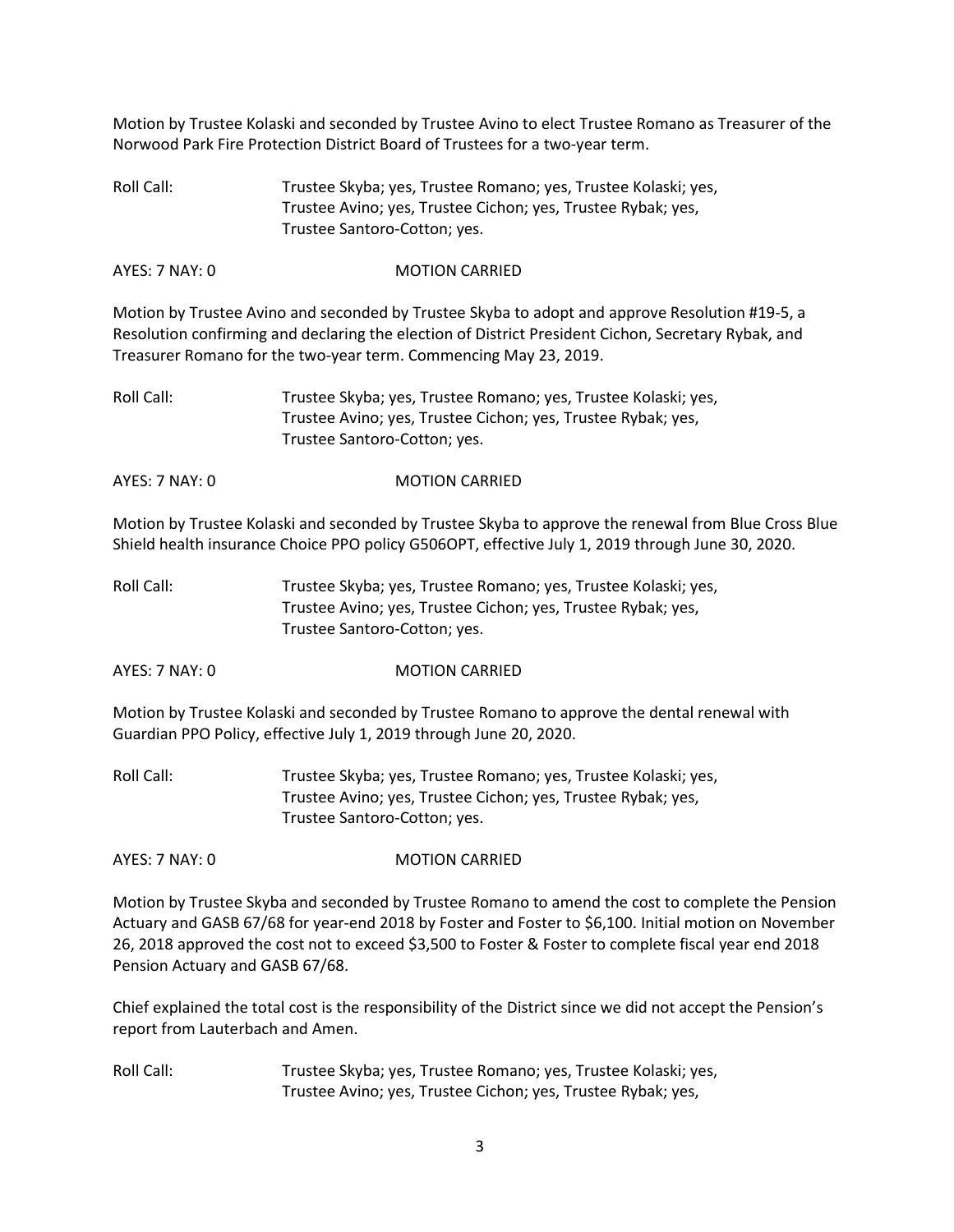Motion by Trustee Kolaski and seconded by Trustee Avino to elect Trustee Romano as Treasurer of the Norwood Park Fire Protection District Board of Trustees for a two-year term.

Roll Call: Trustee Skyba; yes, Trustee Romano; yes, Trustee Kolaski; yes, Trustee Avino; yes, Trustee Cichon; yes, Trustee Rybak; yes, Trustee Santoro-Cotton; yes.

AYES: 7 NAY: 0 MOTION CARRIED

Motion by Trustee Avino and seconded by Trustee Skyba to adopt and approve Resolution #19-5, a Resolution confirming and declaring the election of District President Cichon, Secretary Rybak, and Treasurer Romano for the two-year term. Commencing May 23, 2019.

Roll Call: Trustee Skyba; yes, Trustee Romano; yes, Trustee Kolaski; yes, Trustee Avino; yes, Trustee Cichon; yes, Trustee Rybak; yes, Trustee Santoro-Cotton; yes.

AYES: 7 NAY: 0 MOTION CARRIED

Motion by Trustee Kolaski and seconded by Trustee Skyba to approve the renewal from Blue Cross Blue Shield health insurance Choice PPO policy G506OPT, effective July 1, 2019 through June 30, 2020.

Roll Call: Trustee Skyba; yes, Trustee Romano; yes, Trustee Kolaski; yes, Trustee Avino; yes, Trustee Cichon; yes, Trustee Rybak; yes, Trustee Santoro-Cotton; yes.

AYES: 7 NAY: 0 MOTION CARRIED

Motion by Trustee Kolaski and seconded by Trustee Romano to approve the dental renewal with Guardian PPO Policy, effective July 1, 2019 through June 20, 2020.

Roll Call: Trustee Skyba; yes, Trustee Romano; yes, Trustee Kolaski; yes, Trustee Avino; yes, Trustee Cichon; yes, Trustee Rybak; yes, Trustee Santoro-Cotton; yes.

AYES: 7 NAY: 0 MOTION CARRIED

Motion by Trustee Skyba and seconded by Trustee Romano to amend the cost to complete the Pension Actuary and GASB 67/68 for year-end 2018 by Foster and Foster to $6,100. Initial motion on November 26, 2018 approved the cost not to exceed $3,500 to Foster & Foster to complete fiscal year end 2018 Pension Actuary and GASB 67/68.

Chief explained the total cost is the responsibility of the District since we did not accept the Pension's report from Lauterbach and Amen.

Roll Call: Trustee Skyba; yes, Trustee Romano; yes, Trustee Kolaski; yes, Trustee Avino; yes, Trustee Cichon; yes, Trustee Rybak; yes,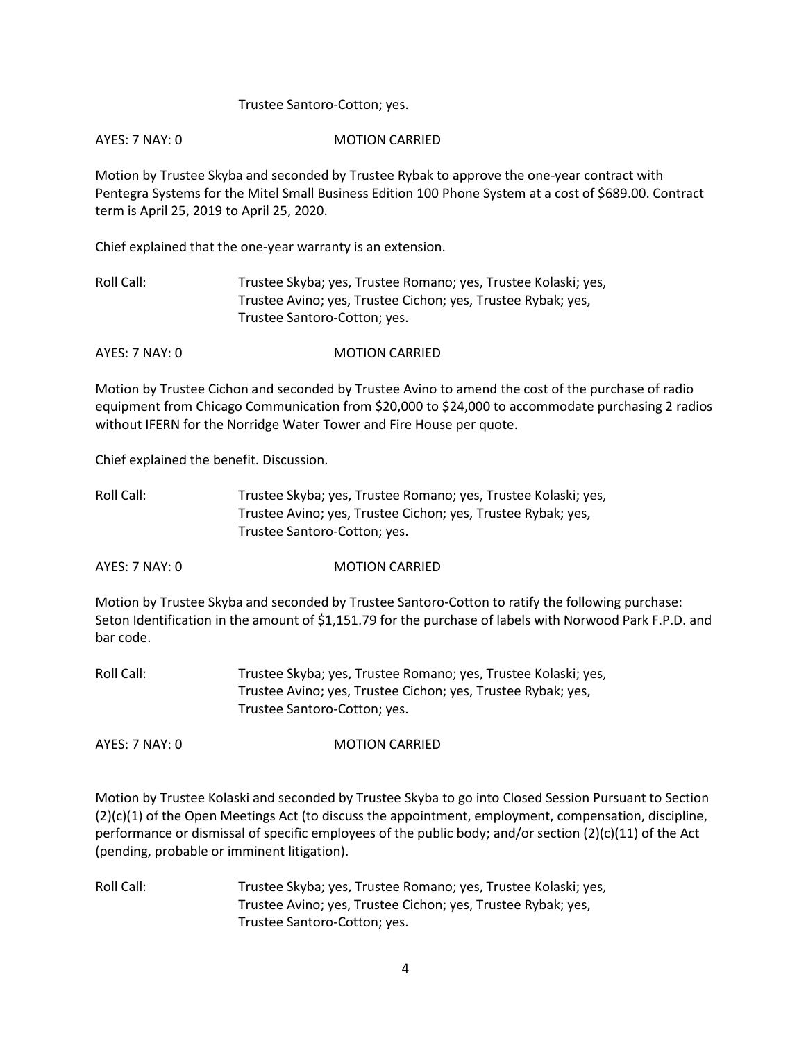Trustee Santoro-Cotton; yes.

AYES: 7 NAY: 0 MOTION CARRIED

Motion by Trustee Skyba and seconded by Trustee Rybak to approve the one-year contract with Pentegra Systems for the Mitel Small Business Edition 100 Phone System at a cost of $689.00. Contract term is April 25, 2019 to April 25, 2020.

Chief explained that the one-year warranty is an extension.

Roll Call: Trustee Skyba; yes, Trustee Romano; yes, Trustee Kolaski; yes, Trustee Avino; yes, Trustee Cichon; yes, Trustee Rybak; yes, Trustee Santoro-Cotton; yes.

AYES: 7 NAY: 0 MOTION CARRIED

Motion by Trustee Cichon and seconded by Trustee Avino to amend the cost of the purchase of radio equipment from Chicago Communication from $20,000 to $24,000 to accommodate purchasing 2 radios without IFERN for the Norridge Water Tower and Fire House per quote.

Chief explained the benefit. Discussion.

Roll Call: Trustee Skyba; yes, Trustee Romano; yes, Trustee Kolaski; yes, Trustee Avino; yes, Trustee Cichon; yes, Trustee Rybak; yes, Trustee Santoro-Cotton; yes.

AYES: 7 NAY: 0 MOTION CARRIED

Motion by Trustee Skyba and seconded by Trustee Santoro-Cotton to ratify the following purchase: Seton Identification in the amount of $1,151.79 for the purchase of labels with Norwood Park F.P.D. and bar code.

Roll Call: Trustee Skyba; yes, Trustee Romano; yes, Trustee Kolaski; yes, Trustee Avino; yes, Trustee Cichon; yes, Trustee Rybak; yes, Trustee Santoro-Cotton; yes.

AYES: 7 NAY: 0 MOTION CARRIED

Motion by Trustee Kolaski and seconded by Trustee Skyba to go into Closed Session Pursuant to Section (2)(c)(1) of the Open Meetings Act (to discuss the appointment, employment, compensation, discipline, performance or dismissal of specific employees of the public body; and/or section (2)(c)(11) of the Act (pending, probable or imminent litigation).

Roll Call: Trustee Skyba; yes, Trustee Romano; yes, Trustee Kolaski; yes, Trustee Avino; yes, Trustee Cichon; yes, Trustee Rybak; yes, Trustee Santoro-Cotton; yes.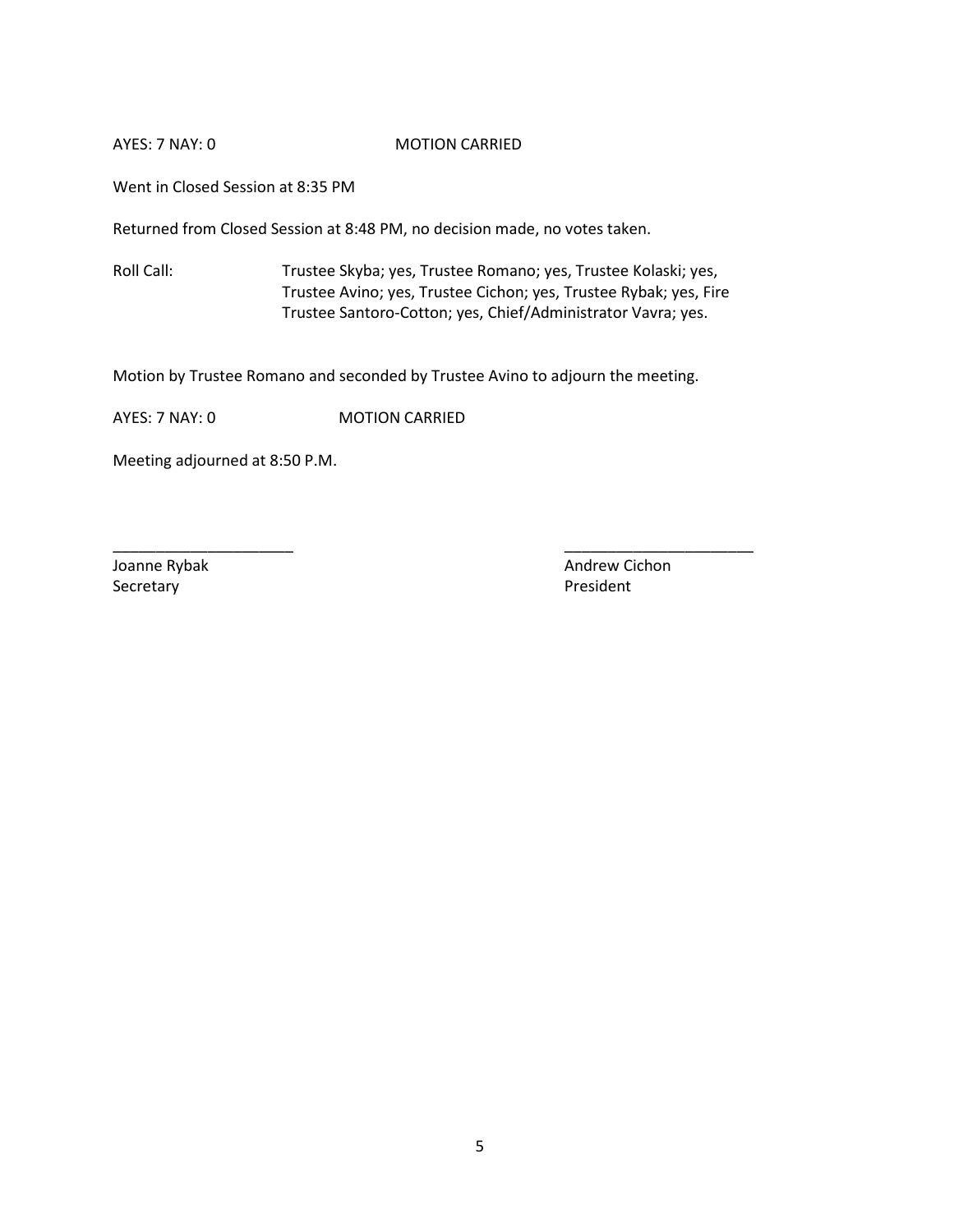AYES: 7 NAY: 0 MOTION CARRIED

Went in Closed Session at 8:35 PM

Returned from Closed Session at 8:48 PM, no decision made, no votes taken.

Roll Call: Trustee Skyba; yes, Trustee Romano; yes, Trustee Kolaski; yes, Trustee Avino; yes, Trustee Cichon; yes, Trustee Rybak; yes, Fire Trustee Santoro-Cotton; yes, Chief/Administrator Vavra; yes.

Motion by Trustee Romano and seconded by Trustee Avino to adjourn the meeting.

AYES: 7 NAY: 0 MOTION CARRIED

Meeting adjourned at 8:50 P.M.

_____________________

Joanne Rybak
Secretary

_____________________

Andrew Cichon
President